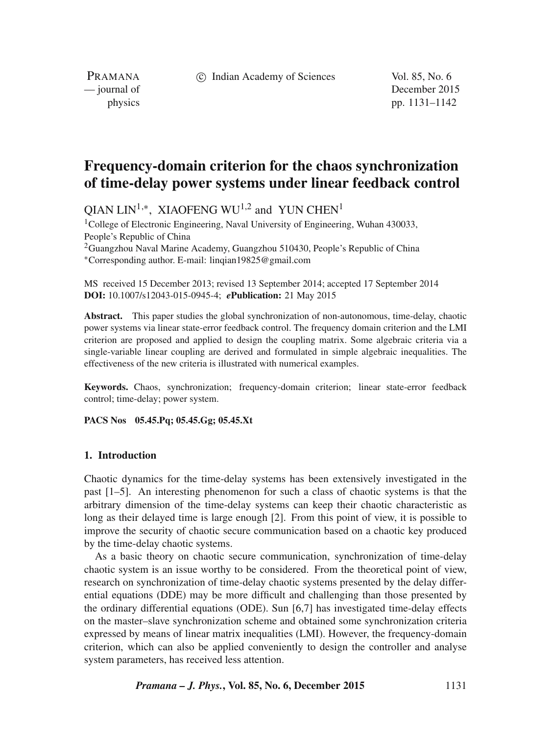# Frequency-domain criterion for the chaos synchronization of time-delay power systems under linear feedback control

QIAN LIN[1,*], XIAOFENG WU[1,2] and YUN CHEN[1]

[1]College of Electronic Engineering, Naval University of Engineering, Wuhan 430033, People's Republic of China

[2]Guangzhou Naval Marine Academy, Guangzhou 510430, People's Republic of China

[*]Corresponding author. E-mail: linqian19825@gmail.com

MS received 15 December 2013; revised 13 September 2014; accepted 17 September 2014

**DOI:** 10.1007/s12043-015-0945-4; ***e*Publication:** 21 May 2015

**Abstract.** This paper studies the global synchronization of non-autonomous, time-delay, chaotic power systems via linear state-error feedback control. The frequency domain criterion and the LMI criterion are proposed and applied to design the coupling matrix. Some algebraic criteria via a single-variable linear coupling are derived and formulated in simple algebraic inequalities. The effectiveness of the new criteria is illustrated with numerical examples.

**Keywords.** Chaos, synchronization; frequency-domain criterion; linear state-error feedback control; time-delay; power system.

**PACS Nos** 05.45.Pq; 05.45.Gg; 05.45.Xt

## 1. Introduction

Chaotic dynamics for the time-delay systems has been extensively investigated in the past [1–5]. An interesting phenomenon for such a class of chaotic systems is that the arbitrary dimension of the time-delay systems can keep their chaotic characteristic as long as their delayed time is large enough [2]. From this point of view, it is possible to improve the security of chaotic secure communication based on a chaotic key produced by the time-delay chaotic systems.

As a basic theory on chaotic secure communication, synchronization of time-delay chaotic system is an issue worthy to be considered. From the theoretical point of view, research on synchronization of time-delay chaotic systems presented by the delay differential equations (DDE) may be more difficult and challenging than those presented by the ordinary differential equations (ODE). Sun [6,7] has investigated time-delay effects on the master–slave synchronization scheme and obtained some synchronization criteria expressed by means of linear matrix inequalities (LMI). However, the frequency-domain criterion, which can also be applied conveniently to design the controller and analyse system parameters, has received less attention.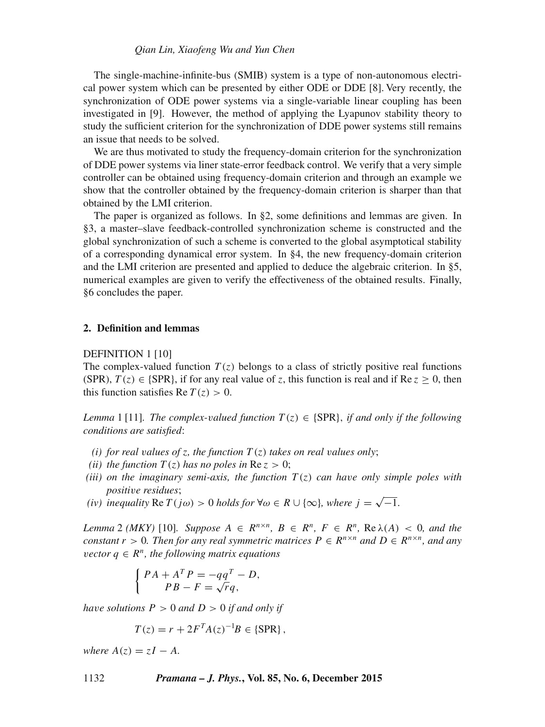The single-machine-infinite-bus (SMIB) system is a type of non-autonomous electrical power system which can be presented by either ODE or DDE [8]. Very recently, the synchronization of ODE power systems via a single-variable linear coupling has been investigated in [9]. However, the method of applying the Lyapunov stability theory to study the sufficient criterion for the synchronization of DDE power systems still remains an issue that needs to be solved.

We are thus motivated to study the frequency-domain criterion for the synchronization of DDE power systems via liner state-error feedback control. We verify that a very simple controller can be obtained using frequency-domain criterion and through an example we show that the controller obtained by the frequency-domain criterion is sharper than that obtained by the LMI criterion.

The paper is organized as follows. In §2, some definitions and lemmas are given. In §3, a master–slave feedback-controlled synchronization scheme is constructed and the global synchronization of such a scheme is converted to the global asymptotical stability of a corresponding dynamical error system. In §4, the new frequency-domain criterion and the LMI criterion are presented and applied to deduce the algebraic criterion. In §5, numerical examples are given to verify the effectiveness of the obtained results. Finally, §6 concludes the paper.

## 2. Definition and lemmas

DEFINITION 1 [10]
The complex-valued function $T(z)$ belongs to a class of strictly positive real functions (SPR), $T(z) \in \{\text{SPR}\}$, if for any real value of $z$, this function is real and if $\operatorname{Re} z \geq 0$, then this function satisfies $\operatorname{Re} T(z) > 0$.

*Lemma* 1 [11]. *The complex-valued function $T(z) \in \{\text{SPR}\}$, if and only if the following conditions are satisfied*:

*(i) for real values of $z$, the function $T(z)$ takes on real values only*;
*(ii) the function $T(z)$ has no poles in $\operatorname{Re} z > 0$*;
*(iii) on the imaginary semi-axis, the function $T(z)$ can have only simple poles with positive residues*;
*(iv) inequality $\operatorname{Re} T(j\omega) > 0$ holds for $\forall \omega \in R \cup \{\infty\}$, where $j = \sqrt{-1}$.*

*Lemma* 2 *(MKY)* [10]. *Suppose $A \in R^{n\times n}$, $B \in R^n$, $F \in R^n$, $\operatorname{Re}\lambda(A) < 0$, and the constant $r > 0$. Then for any real symmetric matrices $P \in R^{n\times n}$ and $D \in R^{n\times n}$, and any vector $q \in R^n$, the following matrix equations*

$$\begin{cases} PA + A^T P = -qq^T - D, \\ PB - F = \sqrt{r}q, \end{cases}$$

*have solutions $P > 0$ and $D > 0$ if and only if*

$$T(z) = r + 2F^T A(z)^{-1} B \in \{\text{SPR}\},$$

*where $A(z) = zI - A$.*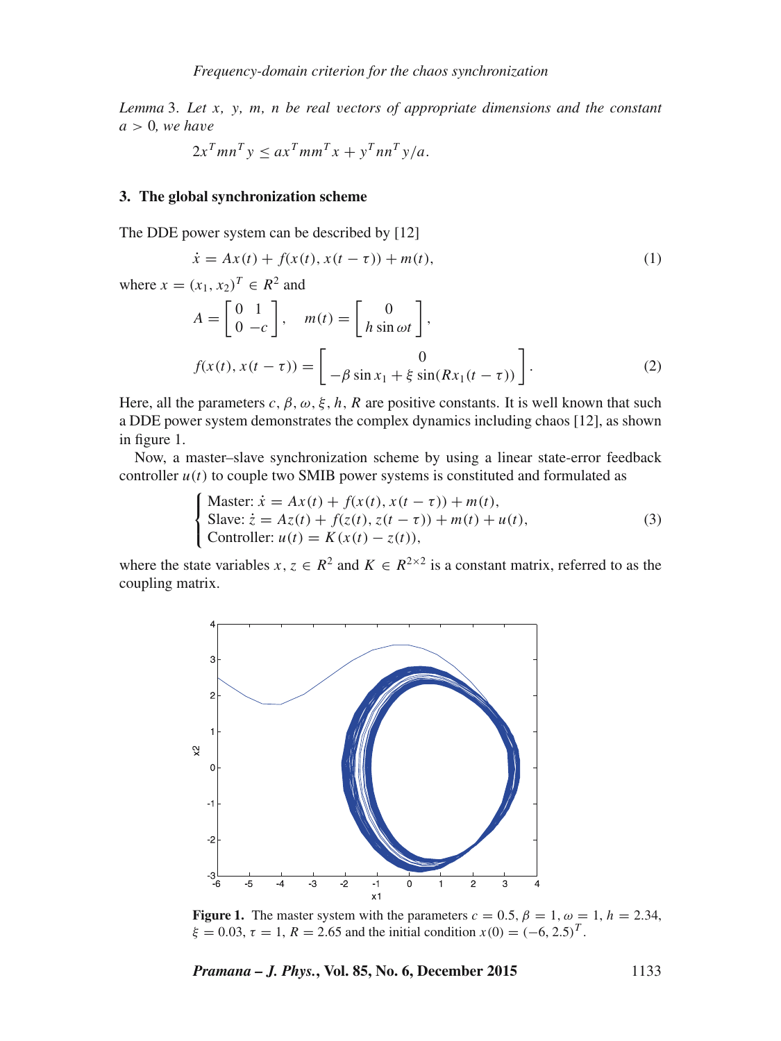*Lemma* 3. *Let $x$, $y$, $m$, $n$ be real vectors of appropriate dimensions and the constant $a > 0$, we have*

$$2x^T mn^T y \leq ax^T mm^T x + y^T nn^T y/a.$$

## 3. The global synchronization scheme

The DDE power system can be described by [12]

$$\dot{x} = Ax(t) + f(x(t), x(t-\tau)) + m(t), \tag{1}$$

where $x = (x_1, x_2)^T \in R^2$ and

$$A = \begin{bmatrix} 0 & 1 \\ 0 & -c \end{bmatrix}, \quad m(t) = \begin{bmatrix} 0 \\ h \sin \omega t \end{bmatrix},$$

$$f(x(t), x(t-\tau)) = \begin{bmatrix} 0 \\ -\beta \sin x_1 + \xi \sin(R x_1(t-\tau)) \end{bmatrix}. \tag{2}$$

Here, all the parameters $c$, $\beta$, $\omega$, $\xi$, $h$, $R$ are positive constants. It is well known that such a DDE power system demonstrates the complex dynamics including chaos [12], as shown in figure 1.

Now, a master–slave synchronization scheme by using a linear state-error feedback controller $u(t)$ to couple two SMIB power systems is constituted and formulated as

$$\begin{cases} \text{Master: } \dot{x} = Ax(t) + f(x(t), x(t-\tau)) + m(t), \\ \text{Slave: } \dot{z} = Az(t) + f(z(t), z(t-\tau)) + m(t) + u(t), \\ \text{Controller: } u(t) = K(x(t) - z(t)), \end{cases} \tag{3}$$

where the state variables $x, z \in R^2$ and $K \in R^{2\times 2}$ is a constant matrix, referred to as the coupling matrix.

**Figure 1.** The master system with the parameters $c = 0.5$, $\beta = 1$, $\omega = 1$, $h = 2.34$, $\xi = 0.03$, $\tau = 1$, $R = 2.65$ and the initial condition $x(0) = (-6, 2.5)^T$.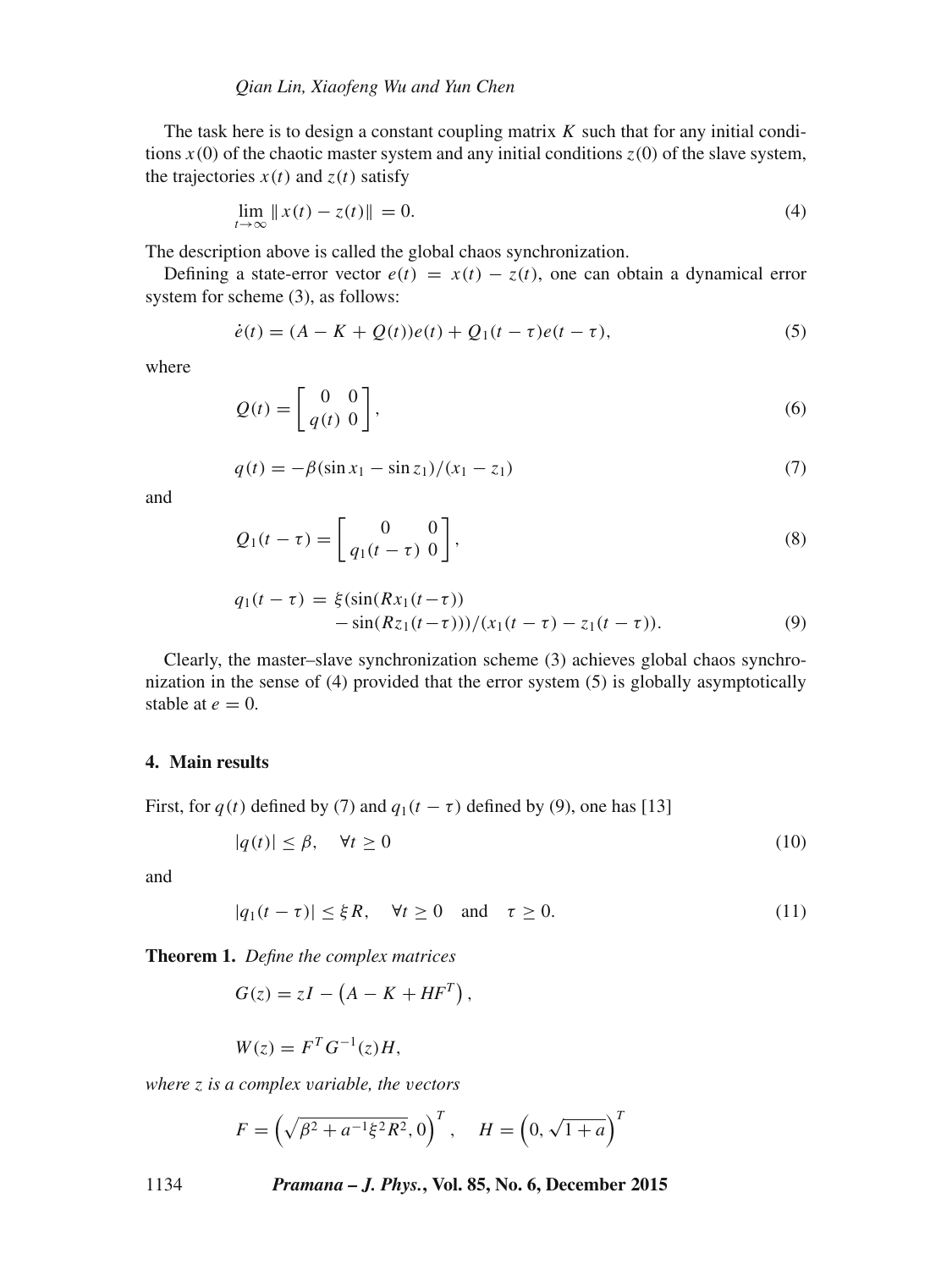The task here is to design a constant coupling matrix $K$ such that for any initial conditions $x(0)$ of the chaotic master system and any initial conditions $z(0)$ of the slave system, the trajectories $x(t)$ and $z(t)$ satisfy

$$\lim_{t\to\infty} \| x(t) - z(t)\| = 0. \tag{4}$$

The description above is called the global chaos synchronization.

Defining a state-error vector $e(t) = x(t) - z(t)$, one can obtain a dynamical error system for scheme (3), as follows:

$$\dot{e}(t) = (A - K + Q(t))e(t) + Q_1(t-\tau)e(t-\tau), \tag{5}$$

where

$$Q(t) = \begin{bmatrix} 0 & 0 \\ q(t) & 0 \end{bmatrix}, \tag{6}$$

$$q(t) = -\beta(\sin x_1 - \sin z_1)/(x_1 - z_1) \tag{7}$$

and

$$Q_1(t-\tau) = \begin{bmatrix} 0 & 0 \\ q_1(t-\tau) & 0 \end{bmatrix}, \tag{8}$$

$$\begin{aligned} q_1(t-\tau) = \; & \xi(\sin(Rx_1(t-\tau)) \\ & - \sin(Rz_1(t-\tau)))/(x_1(t-\tau) - z_1(t-\tau)). \end{aligned} \tag{9}$$

Clearly, the master–slave synchronization scheme (3) achieves global chaos synchronization in the sense of (4) provided that the error system (5) is globally asymptotically stable at $e = 0$.

## 4. Main results

First, for $q(t)$ defined by (7) and $q_1(t-\tau)$ defined by (9), one has [13]

$$|q(t)| \leq \beta, \quad \forall t \geq 0 \tag{10}$$

and

$$|q_1(t-\tau)| \leq \xi R, \quad \forall t \geq 0 \quad \text{and} \quad \tau \geq 0. \tag{11}$$

**Theorem 1.** *Define the complex matrices*

$$G(z) = zI - \left(A - K + HF^T\right),$$

$$W(z) = F^T G^{-1}(z) H,$$

*where $z$ is a complex variable, the vectors*

$$F = \left(\sqrt{\beta^2 + a^{-1}\xi^2 R^2}, 0\right)^T, \quad H = \left(0, \sqrt{1+a}\right)^T$$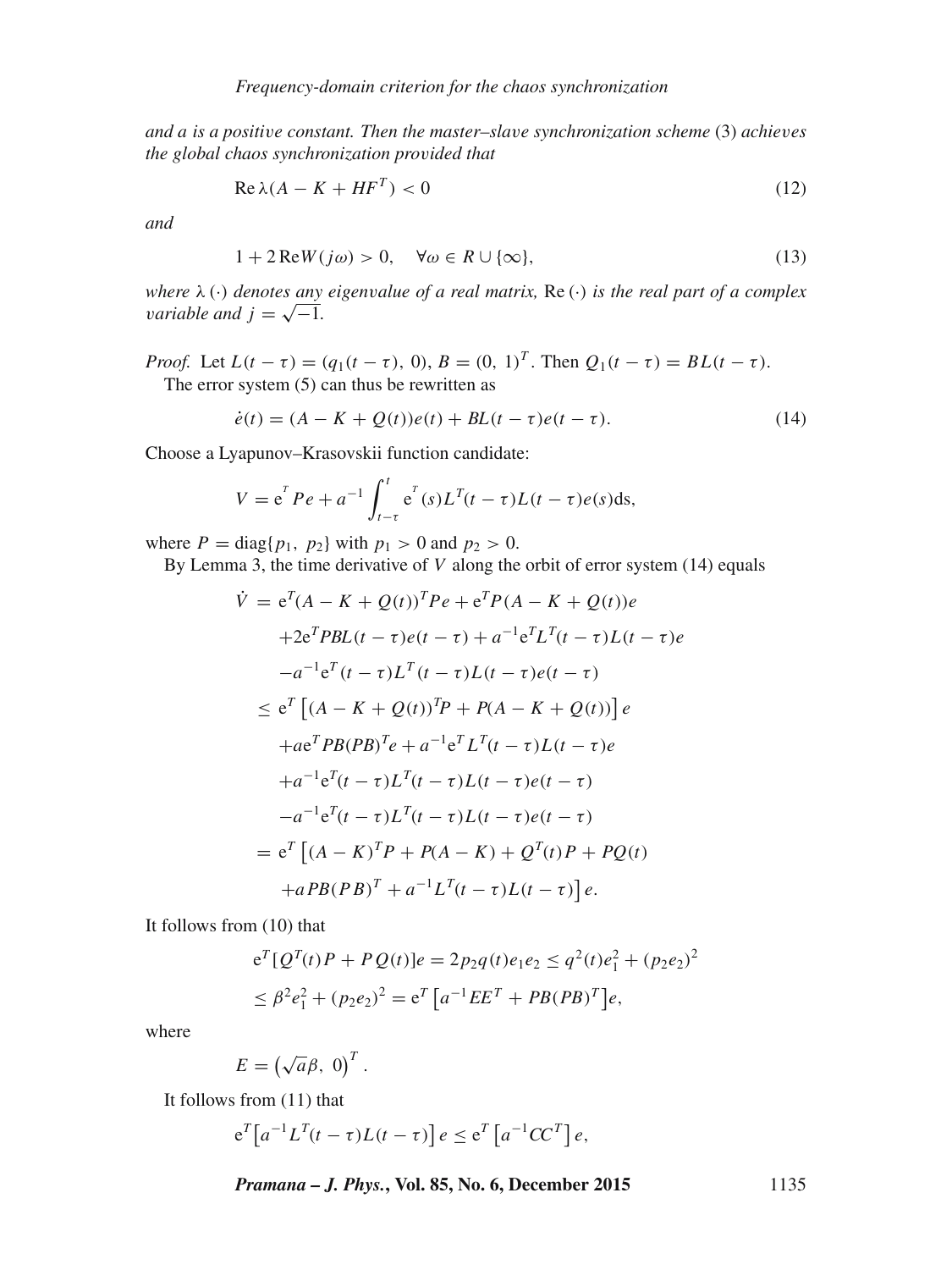*and a is a positive constant. Then the master–slave synchronization scheme* (3) *achieves the global chaos synchronization provided that*

$$\operatorname{Re}\lambda(A - K + HF^T) < 0 \tag{12}$$

*and*

$$1 + 2\operatorname{Re}W(j\omega) > 0, \quad \forall\omega \in R \cup \{\infty\}, \tag{13}$$

*where* $\lambda(\cdot)$ *denotes any eigenvalue of a real matrix,* $\operatorname{Re}(\cdot)$ *is the real part of a complex variable and* $j = \sqrt{-1}$.

*Proof.* Let $L(t-\tau) = (q_1(t-\tau),\ 0)$, $B = (0,\ 1)^T$. Then $Q_1(t-\tau) = BL(t-\tau)$.

The error system (5) can thus be rewritten as

$$\dot{e}(t) = (A - K + Q(t))e(t) + BL(t-\tau)e(t-\tau). \tag{14}$$

Choose a Lyapunov–Krasovskii function candidate:

$$V = e^T Pe + a^{-1}\int_{t-\tau}^{t} e^T(s)L^T(t-\tau)L(t-\tau)e(s)\mathrm{d}s,$$

where $P = \operatorname{diag}\{p_1,\ p_2\}$ with $p_1 > 0$ and $p_2 > 0$.

By Lemma 3, the time derivative of $V$ along the orbit of error system (14) equals

$$\begin{aligned}
\dot{V} =&\ e^T(A - K + Q(t))^T Pe + e^T P(A - K + Q(t))e \\
&+ 2e^T PBL(t-\tau)e(t-\tau) + a^{-1}e^T L^T(t-\tau)L(t-\tau)e \\
&- a^{-1}e^T(t-\tau)L^T(t-\tau)L(t-\tau)e(t-\tau) \\
\le&\ e^T\left[(A - K + Q(t))^T P + P(A - K + Q(t))\right]e \\
&+ ae^T PB(PB)^T e + a^{-1}e^T L^T(t-\tau)L(t-\tau)e \\
&+ a^{-1}e^T(t-\tau)L^T(t-\tau)L(t-\tau)e(t-\tau) \\
&- a^{-1}e^T(t-\tau)L^T(t-\tau)L(t-\tau)e(t-\tau) \\
=&\ e^T\left[(A-K)^T P + P(A-K) + Q^T(t)P + PQ(t)\right. \\
&\left. + aPB(PB)^T + a^{-1}L^T(t-\tau)L(t-\tau)\right]e.
\end{aligned}$$

It follows from (10) that

$$\begin{aligned}
e^T[Q^T(t)P + PQ(t)]e &= 2p_2 q(t)e_1 e_2 \le q^2(t)e_1^2 + (p_2 e_2)^2 \\
&\le \beta^2 e_1^2 + (p_2 e_2)^2 = e^T\left[a^{-1}EE^T + PB(PB)^T\right]e,
\end{aligned}$$

where

$$E = \left(\sqrt{a}\beta,\ 0\right)^T.$$

It follows from (11) that

$$e^T\left[a^{-1}L^T(t-\tau)L(t-\tau)\right]e \le e^T\left[a^{-1}CC^T\right]e,$$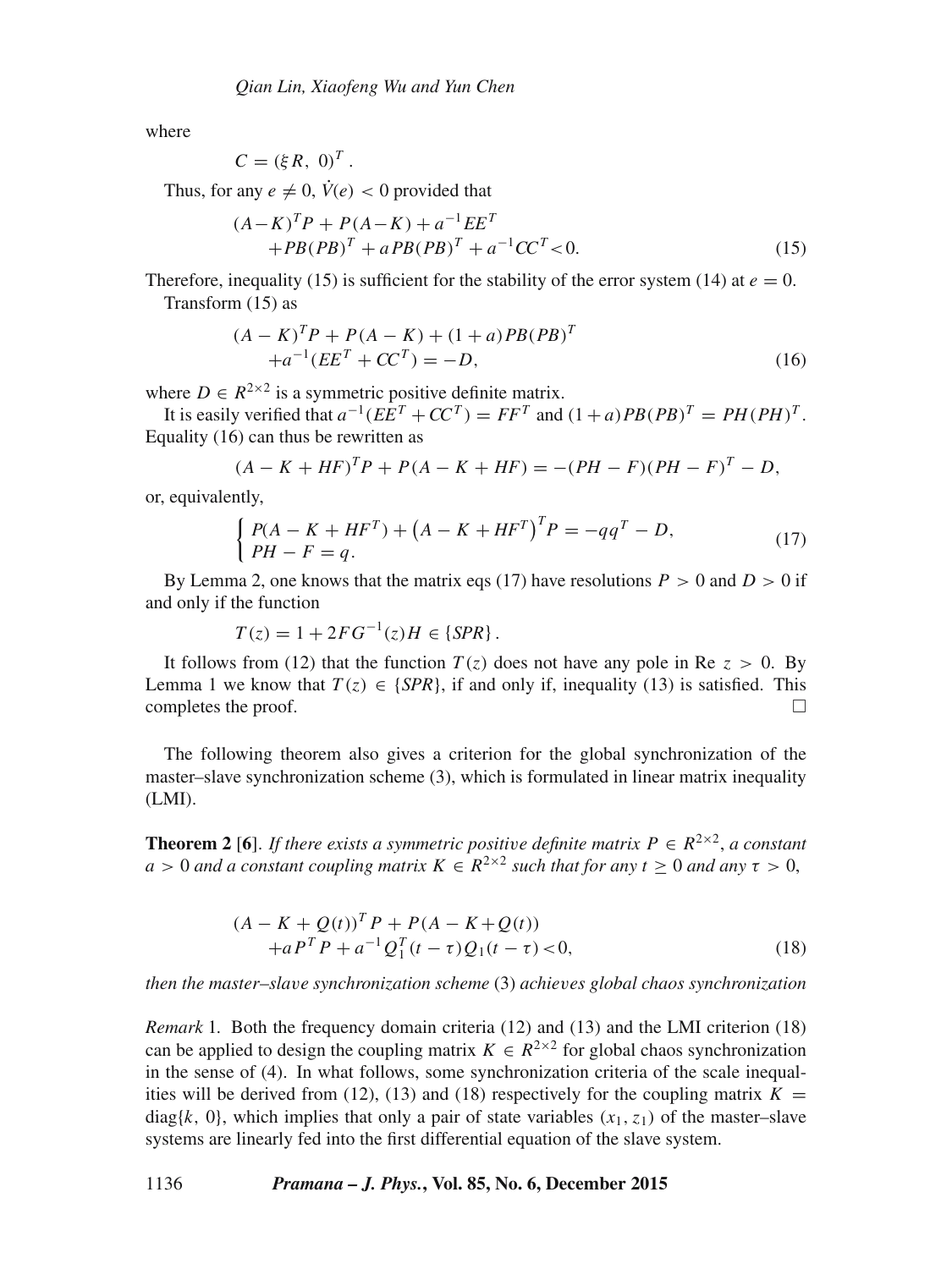where

$$C = (\xi R,\ 0)^T .$$

Thus, for any $e \neq 0$, $\dot{V}(e) < 0$ provided that

$$\begin{aligned}
&(A-K)^T P + P(A-K) + a^{-1}EE^T \\
&\quad + PB(PB)^T + aPB(PB)^T + a^{-1}CC^T < 0. 
\end{aligned} \tag{15}$$

Therefore, inequality (15) is sufficient for the stability of the error system (14) at $e = 0$.

Transform (15) as

$$\begin{aligned}
&(A-K)^T P + P(A-K) + (1+a)PB(PB)^T \\
&\quad + a^{-1}(EE^T + CC^T) = -D,
\end{aligned} \tag{16}$$

where $D \in R^{2\times 2}$ is a symmetric positive definite matrix.

It is easily verified that $a^{-1}(EE^T + CC^T) = FF^T$ and $(1+a)PB(PB)^T = PH(PH)^T$. Equality (16) can thus be rewritten as

$$(A - K + HF)^T P + P(A - K + HF) = -(PH - F)(PH - F)^T - D,$$

or, equivalently,

$$\begin{cases} P(A - K + HF^T) + \left(A - K + HF^T\right)^T P = -qq^T - D, \\ PH - F = q. \end{cases} \tag{17}$$

By Lemma 2, one knows that the matrix eqs (17) have resolutions $P > 0$ and $D > 0$ if and only if the function

$$T(z) = 1 + 2FG^{-1}(z)H \in \{SPR\}.$$

It follows from (12) that the function $T(z)$ does not have any pole in Re $z > 0$. By Lemma 1 we know that $T(z) \in \{SPR\}$, if and only if, inequality (13) is satisfied. This completes the proof. □

The following theorem also gives a criterion for the global synchronization of the master–slave synchronization scheme (3), which is formulated in linear matrix inequality (LMI).

**Theorem 2** [6]. *If there exists a symmetric positive definite matrix $P \in R^{2\times 2}$, a constant $a > 0$ and a constant coupling matrix $K \in R^{2\times 2}$ such that for any $t \geq 0$ and any $\tau > 0$,*

$$\begin{aligned}
&(A - K + Q(t))^T P + P(A - K + Q(t)) \\
&\quad + aP^T P + a^{-1}Q_1^T(t-\tau)Q_1(t-\tau) < 0,
\end{aligned} \tag{18}$$

*then the master–slave synchronization scheme* (3) *achieves global chaos synchronization*

*Remark* 1. Both the frequency domain criteria (12) and (13) and the LMI criterion (18) can be applied to design the coupling matrix $K \in R^{2\times 2}$ for global chaos synchronization in the sense of (4). In what follows, some synchronization criteria of the scale inequalities will be derived from (12), (13) and (18) respectively for the coupling matrix $K = \text{diag}\{k,\ 0\}$, which implies that only a pair of state variables $(x_1, z_1)$ of the master–slave systems are linearly fed into the first differential equation of the slave system.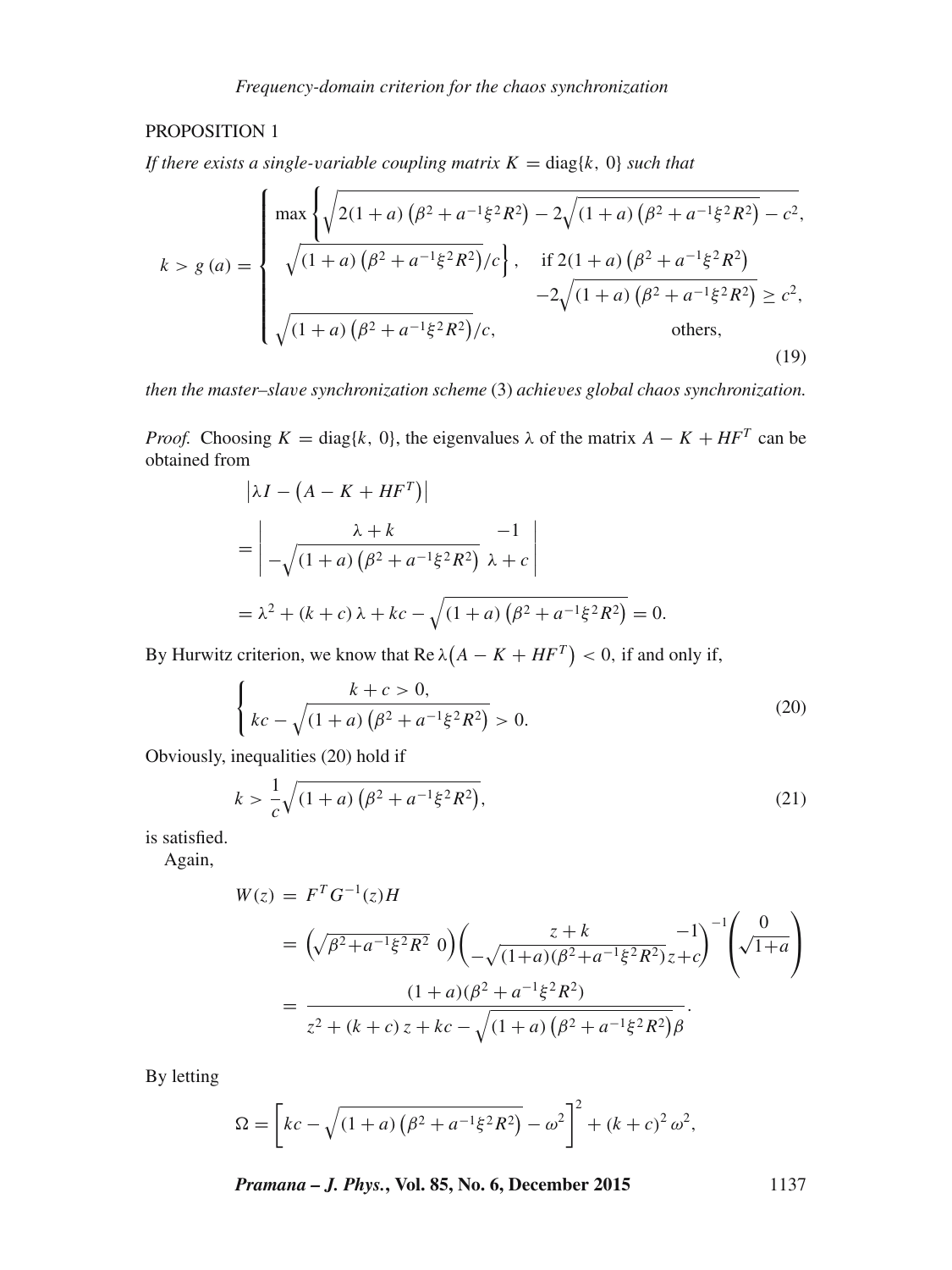PROPOSITION 1

*If there exists a single-variable coupling matrix* $K = \text{diag}\{k,\ 0\}$ *such that*

$$
k > g(a) = \begin{cases} \max\left\{\sqrt{2(1+a)\left(\beta^2 + a^{-1}\xi^2 R^2\right) - 2\sqrt{(1+a)\left(\beta^2 + a^{-1}\xi^2 R^2\right)} - c^2},\right. \\ \left.\quad \sqrt{(1+a)\left(\beta^2 + a^{-1}\xi^2 R^2\right)}/c\right\}, \quad \text{if } 2(1+a)\left(\beta^2 + a^{-1}\xi^2 R^2\right) \\ \qquad\qquad\qquad\qquad\qquad\qquad\qquad -2\sqrt{(1+a)\left(\beta^2 + a^{-1}\xi^2 R^2\right)} \geq c^2, \\ \sqrt{(1+a)\left(\beta^2 + a^{-1}\xi^2 R^2\right)}/c, \qquad\qquad \text{others}, \end{cases} \tag{19}
$$

*then the master–slave synchronization scheme* (3) *achieves global chaos synchronization.*

*Proof.* Choosing $K = \text{diag}\{k,\ 0\}$, the eigenvalues $\lambda$ of the matrix $A - K + HF^T$ can be obtained from

$$
\begin{aligned}
&\left|\lambda I - \left(A - K + HF^T\right)\right| \\
&= \begin{vmatrix} \lambda + k & -1 \\ -\sqrt{(1+a)\left(\beta^2 + a^{-1}\xi^2 R^2\right)} & \lambda + c \end{vmatrix} \\
&= \lambda^2 + (k+c)\lambda + kc - \sqrt{(1+a)\left(\beta^2 + a^{-1}\xi^2 R^2\right)} = 0.
\end{aligned}
$$

By Hurwitz criterion, we know that $\text{Re}\,\lambda\left(A - K + HF^T\right) < 0$, if and only if,

$$
\begin{cases} k + c > 0, \\ kc - \sqrt{(1+a)\left(\beta^2 + a^{-1}\xi^2 R^2\right)} > 0. \end{cases} \tag{20}
$$

Obviously, inequalities (20) hold if

$$
k > \frac{1}{c}\sqrt{(1+a)\left(\beta^2 + a^{-1}\xi^2 R^2\right)}, \tag{21}
$$

is satisfied.

Again,

$$
\begin{aligned}
W(z) &= F^T G^{-1}(z) H \\
&= \left(\sqrt{\beta^2 + a^{-1}\xi^2 R^2}\ \ 0\right)\begin{pmatrix} z + k & -1 \\ -\sqrt{(1+a)(\beta^2 + a^{-1}\xi^2 R^2)} & z + c \end{pmatrix}^{-1}\begin{pmatrix} 0 \\ \sqrt{1+a} \end{pmatrix} \\
&= \frac{(1+a)(\beta^2 + a^{-1}\xi^2 R^2)}{z^2 + (k+c)z + kc - \sqrt{(1+a)\left(\beta^2 + a^{-1}\xi^2 R^2\right)}\beta}.
\end{aligned}
$$

By letting

$$
\Omega = \left[kc - \sqrt{(1+a)\left(\beta^2 + a^{-1}\xi^2 R^2\right)} - \omega^2\right]^2 + (k+c)^2\omega^2,
$$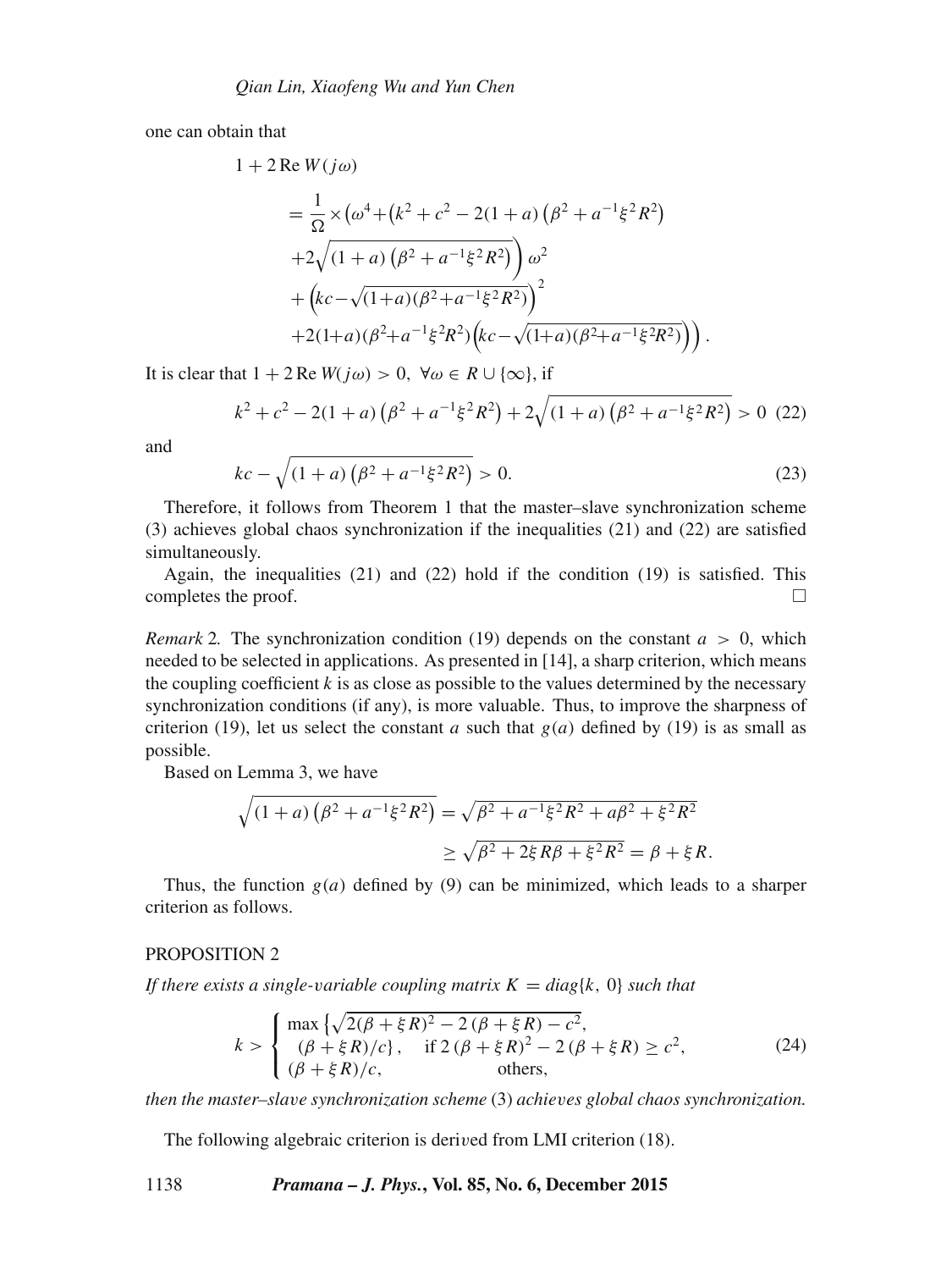one can obtain that

$$
\begin{aligned}
1 &+ 2\,\mathrm{Re}\,W(j\omega) \\
&= \frac{1}{\Omega} \times \Big(\omega^4 + \Big(k^2 + c^2 - 2(1+a)\left(\beta^2 + a^{-1}\xi^2 R^2\right) \\
&\quad + 2\sqrt{(1+a)\left(\beta^2 + a^{-1}\xi^2 R^2\right)}\Big)\,\omega^2 \\
&\quad + \Big(kc - \sqrt{(1+a)(\beta^2 + a^{-1}\xi^2 R^2)}\Big)^2 \\
&\quad + 2(1+a)(\beta^2 + a^{-1}\xi^2 R^2)\Big(kc - \sqrt{(1+a)(\beta^2 + a^{-1}\xi^2 R^2)}\Big)\Big).
\end{aligned}
$$

It is clear that $1 + 2\,\mathrm{Re}\,W(j\omega) > 0,\ \forall \omega \in R \cup \{\infty\}$, if

$$
k^2 + c^2 - 2(1+a)\left(\beta^2 + a^{-1}\xi^2 R^2\right) + 2\sqrt{(1+a)\left(\beta^2 + a^{-1}\xi^2 R^2\right)} > 0 \quad (22)
$$

and

$$
kc - \sqrt{(1+a)\left(\beta^2 + a^{-1}\xi^2 R^2\right)} > 0. \quad (23)
$$

Therefore, it follows from Theorem 1 that the master–slave synchronization scheme (3) achieves global chaos synchronization if the inequalities (21) and (22) are satisfied simultaneously.

Again, the inequalities (21) and (22) hold if the condition (19) is satisfied. This completes the proof. □

*Remark* 2. The synchronization condition (19) depends on the constant $a > 0$, which needed to be selected in applications. As presented in [14], a sharp criterion, which means the coupling coefficient $k$ is as close as possible to the values determined by the necessary synchronization conditions (if any), is more valuable. Thus, to improve the sharpness of criterion (19), let us select the constant $a$ such that $g(a)$ defined by (19) is as small as possible.

Based on Lemma 3, we have

$$
\begin{aligned}
\sqrt{(1+a)\left(\beta^2 + a^{-1}\xi^2 R^2\right)} &= \sqrt{\beta^2 + a^{-1}\xi^2 R^2 + a\beta^2 + \xi^2 R^2} \\
&\geq \sqrt{\beta^2 + 2\xi R\beta + \xi^2 R^2} = \beta + \xi R.
\end{aligned}
$$

Thus, the function $g(a)$ defined by (9) can be minimized, which leads to a sharper criterion as follows.

PROPOSITION 2

*If there exists a single-variable coupling matrix $K = diag\{k,\ 0\}$ such that*

$$
k > \begin{cases} \max\left\{\sqrt{2(\beta + \xi R)^2 - 2(\beta + \xi R) - c^2},\right. \\ \left.(\beta + \xi R)/c\right\}, \quad \text{if } 2(\beta + \xi R)^2 - 2(\beta + \xi R) \geq c^2, \\ (\beta + \xi R)/c, \qquad\qquad \text{others}, \end{cases} \quad (24)
$$

*then the master–slave synchronization scheme* (3) *achieves global chaos synchronization.*

The following algebraic criterion is derived from LMI criterion (18).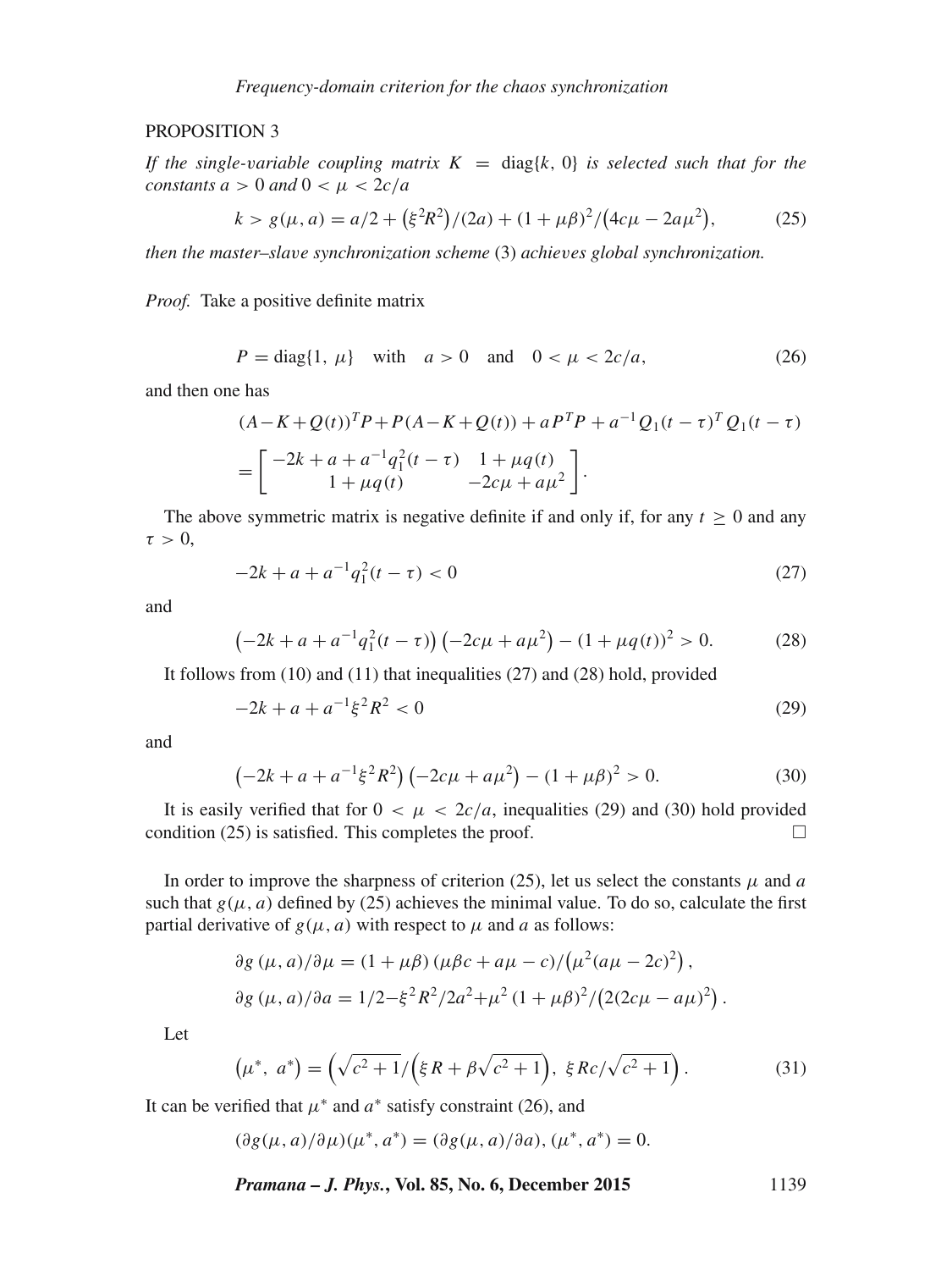PROPOSITION 3

*If the single-variable coupling matrix $K = \text{diag}\{k, 0\}$ is selected such that for the constants $a > 0$ and $0 < \mu < 2c/a$*

$$k > g(\mu, a) = a/2 + \left(\xi^2 R^2\right)/(2a) + (1 + \mu\beta)^2/\left(4c\mu - 2a\mu^2\right), \tag{25}$$

*then the master–slave synchronization scheme* (3) *achieves global synchronization.*

*Proof.* Take a positive definite matrix

$$P = \text{diag}\{1,\ \mu\} \quad \text{with} \quad a > 0 \quad \text{and} \quad 0 < \mu < 2c/a, \tag{26}$$

and then one has

$$\begin{aligned}
&(A - K + Q(t))^T P + P(A - K + Q(t)) + aP^T P + a^{-1} Q_1(t-\tau)^T Q_1(t-\tau) \\
&= \begin{bmatrix} -2k + a + a^{-1} q_1^2(t-\tau) & 1 + \mu q(t) \\ 1 + \mu q(t) & -2c\mu + a\mu^2 \end{bmatrix}.
\end{aligned}$$

The above symmetric matrix is negative definite if and only if, for any $t \geq 0$ and any $\tau > 0$,

$$-2k + a + a^{-1} q_1^2(t-\tau) < 0 \tag{27}$$

and

$$\left(-2k + a + a^{-1} q_1^2(t-\tau)\right)\left(-2c\mu + a\mu^2\right) - (1 + \mu q(t))^2 > 0. \tag{28}$$

It follows from (10) and (11) that inequalities (27) and (28) hold, provided

$$-2k + a + a^{-1}\xi^2 R^2 < 0 \tag{29}$$

and

$$\left(-2k + a + a^{-1}\xi^2 R^2\right)\left(-2c\mu + a\mu^2\right) - (1 + \mu\beta)^2 > 0. \tag{30}$$

It is easily verified that for $0 < \mu < 2c/a$, inequalities (29) and (30) hold provided condition (25) is satisfied. This completes the proof. $\square$

In order to improve the sharpness of criterion (25), let us select the constants $\mu$ and $a$ such that $g(\mu, a)$ defined by (25) achieves the minimal value. To do so, calculate the first partial derivative of $g(\mu, a)$ with respect to $\mu$ and $a$ as follows:

$$\begin{aligned}
&\partial g\,(\mu, a)/\partial\mu = (1 + \mu\beta)\,(\mu\beta c + a\mu - c)/\left(\mu^2 (a\mu - 2c)^2\right), \\
&\partial g\,(\mu, a)/\partial a = 1/2 - \xi^2 R^2/2a^2 + \mu^2\,(1 + \mu\beta)^2/\left(2(2c\mu - a\mu)^2\right).
\end{aligned}$$

Let

$$\left(\mu^*,\ a^*\right) = \left(\sqrt{c^2+1}/\left(\xi R + \beta\sqrt{c^2+1}\right),\ \xi Rc/\sqrt{c^2+1}\right). \tag{31}$$

It can be verified that $\mu^*$ and $a^*$ satisfy constraint (26), and

$$(\partial g(\mu, a)/\partial\mu)(\mu^*, a^*) = (\partial g(\mu, a)/\partial a), (\mu^*, a^*) = 0.$$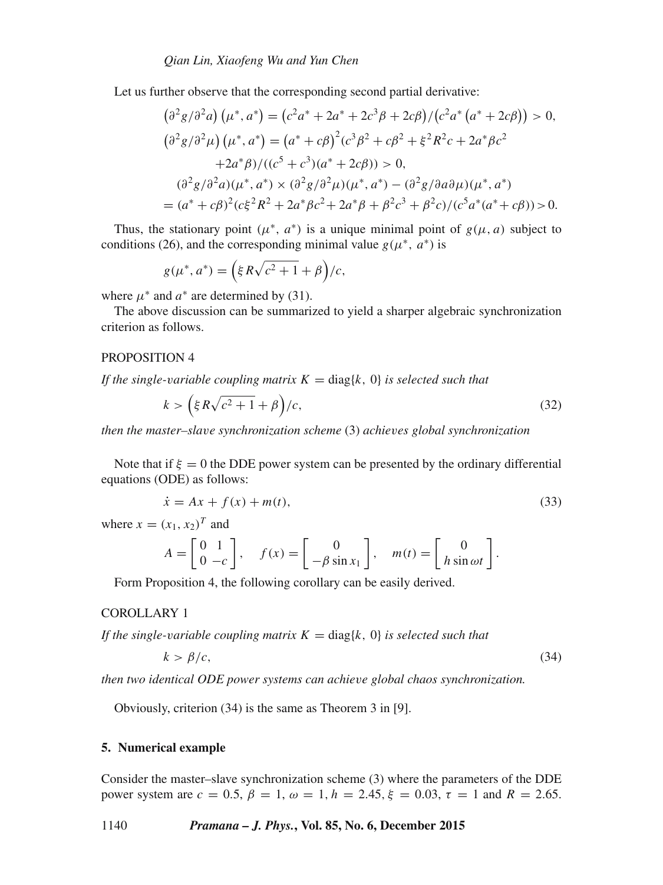Let us further observe that the corresponding second partial derivative:

$$\left(\partial^2 g/\partial^2 a\right)\left(\mu^*, a^*\right) = \left(c^2 a^* + 2a^* + 2c^3\beta + 2c\beta\right)/\left(c^2 a^*\left(a^* + 2c\beta\right)\right) > 0,$$

$$\left(\partial^2 g/\partial^2 \mu\right)\left(\mu^*, a^*\right) = \left(a^* + c\beta\right)^2 (c^3\beta^2 + c\beta^2 + \xi^2 R^2 c + 2a^*\beta c^2 + 2a^*\beta)/((c^5 + c^3)(a^* + 2c\beta)) > 0,$$

$$(\partial^2 g/\partial^2 a)(\mu^*, a^*) \times (\partial^2 g/\partial^2 \mu)(\mu^*, a^*) - (\partial^2 g/\partial a \partial \mu)(\mu^*, a^*)$$
$$= (a^* + c\beta)^2 (c\xi^2 R^2 + 2a^*\beta c^2 + 2a^*\beta + \beta^2 c^3 + \beta^2 c)/(c^5 a^*(a^* + c\beta)) > 0.$$

Thus, the stationary point $(\mu^*, a^*)$ is a unique minimal point of $g(\mu, a)$ subject to conditions (26), and the corresponding minimal value $g(\mu^*, a^*)$ is

$$g(\mu^*, a^*) = \left(\xi R\sqrt{c^2 + 1} + \beta\right)/c,$$

where $\mu^*$ and $a^*$ are determined by (31).

The above discussion can be summarized to yield a sharper algebraic synchronization criterion as follows.

PROPOSITION 4

*If the single-variable coupling matrix* $K = \mathrm{diag}\{k, 0\}$ *is selected such that*

$$k > \left(\xi R\sqrt{c^2 + 1} + \beta\right)/c, \tag{32}$$

*then the master–slave synchronization scheme* (3) *achieves global synchronization*

Note that if $\xi = 0$ the DDE power system can be presented by the ordinary differential equations (ODE) as follows:

$$\dot{x} = Ax + f(x) + m(t), \tag{33}$$

where $x = (x_1, x_2)^T$ and

$$A = \begin{bmatrix} 0 & 1 \\ 0 & -c \end{bmatrix}, \quad f(x) = \begin{bmatrix} 0 \\ -\beta \sin x_1 \end{bmatrix}, \quad m(t) = \begin{bmatrix} 0 \\ h \sin \omega t \end{bmatrix}.$$

Form Proposition 4, the following corollary can be easily derived.

COROLLARY 1

*If the single-variable coupling matrix* $K = \mathrm{diag}\{k, 0\}$ *is selected such that*

$$k > \beta/c, \tag{34}$$

*then two identical ODE power systems can achieve global chaos synchronization.*

Obviously, criterion (34) is the same as Theorem 3 in [9].

## 5. Numerical example

Consider the master–slave synchronization scheme (3) where the parameters of the DDE power system are $c = 0.5$, $\beta = 1$, $\omega = 1$, $h = 2.45$, $\xi = 0.03$, $\tau = 1$ and $R = 2.65$.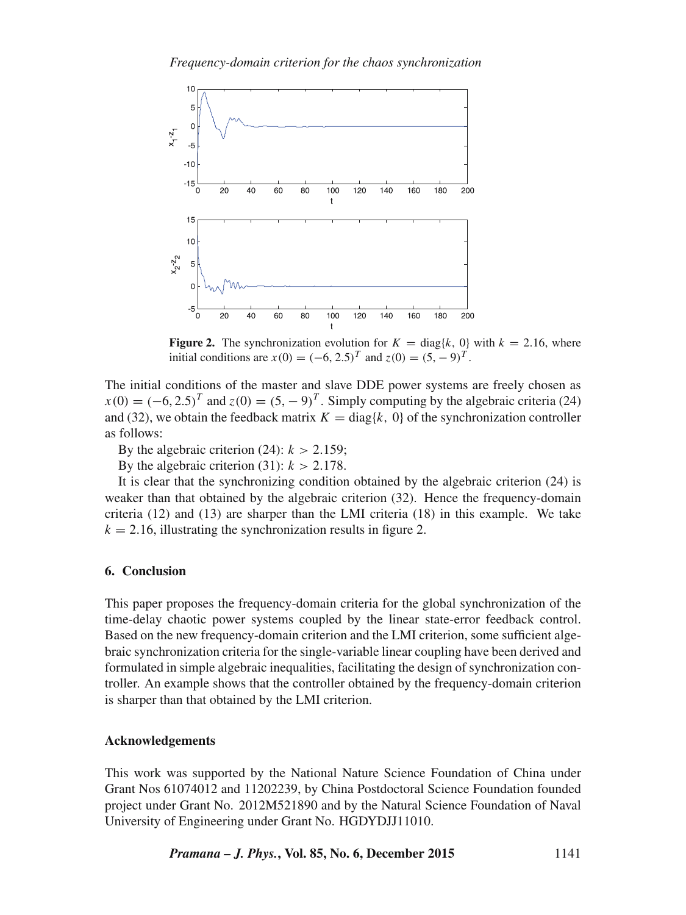**Figure 2.** The synchronization evolution for $K = \text{diag}\{k,\ 0\}$ with $k = 2.16$, where initial conditions are $x(0) = (-6, 2.5)^T$ and $z(0) = (5, -9)^T$.

The initial conditions of the master and slave DDE power systems are freely chosen as $x(0) = (-6, 2.5)^T$ and $z(0) = (5, -9)^T$. Simply computing by the algebraic criteria (24) and (32), we obtain the feedback matrix $K = \text{diag}\{k,\ 0\}$ of the synchronization controller as follows:

By the algebraic criterion (24): $k > 2.159$;

By the algebraic criterion (31): $k > 2.178$.

It is clear that the synchronizing condition obtained by the algebraic criterion (24) is weaker than that obtained by the algebraic criterion (32). Hence the frequency-domain criteria (12) and (13) are sharper than the LMI criteria (18) in this example. We take $k = 2.16$, illustrating the synchronization results in figure 2.

## 6. Conclusion

This paper proposes the frequency-domain criteria for the global synchronization of the time-delay chaotic power systems coupled by the linear state-error feedback control. Based on the new frequency-domain criterion and the LMI criterion, some sufficient algebraic synchronization criteria for the single-variable linear coupling have been derived and formulated in simple algebraic inequalities, facilitating the design of synchronization controller. An example shows that the controller obtained by the frequency-domain criterion is sharper than that obtained by the LMI criterion.

## Acknowledgements

This work was supported by the National Nature Science Foundation of China under Grant Nos 61074012 and 11202239, by China Postdoctoral Science Foundation founded project under Grant No. 2012M521890 and by the Natural Science Foundation of Naval University of Engineering under Grant No. HGDYDJJ11010.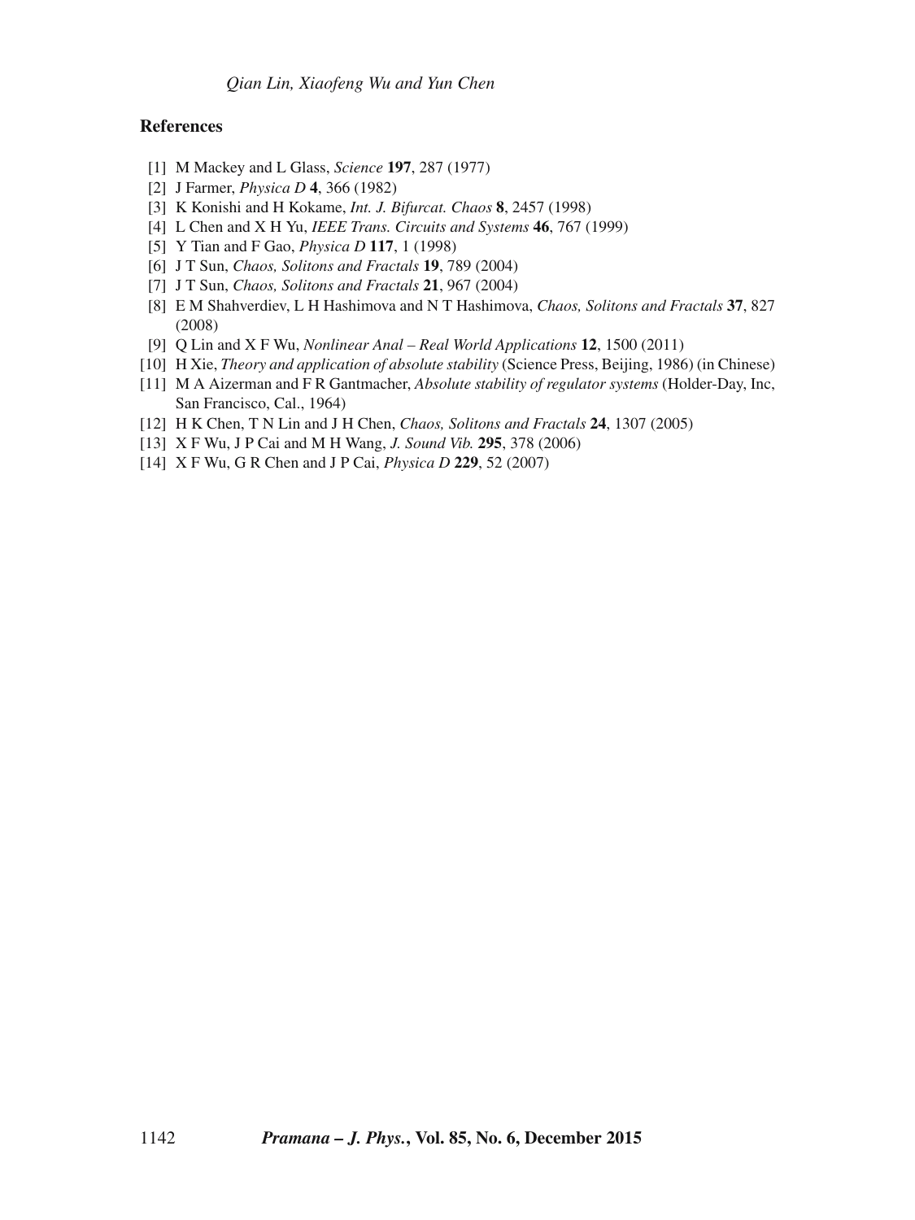## References

[1] M Mackey and L Glass, *Science* **197**, 287 (1977)

[2] J Farmer, *Physica D* **4**, 366 (1982)

[3] K Konishi and H Kokame, *Int. J. Bifurcat. Chaos* **8**, 2457 (1998)

[4] L Chen and X H Yu, *IEEE Trans. Circuits and Systems* **46**, 767 (1999)

[5] Y Tian and F Gao, *Physica D* **117**, 1 (1998)

[6] J T Sun, *Chaos, Solitons and Fractals* **19**, 789 (2004)

[7] J T Sun, *Chaos, Solitons and Fractals* **21**, 967 (2004)

[8] E M Shahverdiev, L H Hashimova and N T Hashimova, *Chaos, Solitons and Fractals* **37**, 827 (2008)

[9] Q Lin and X F Wu, *Nonlinear Anal – Real World Applications* **12**, 1500 (2011)

[10] H Xie, *Theory and application of absolute stability* (Science Press, Beijing, 1986) (in Chinese)

[11] M A Aizerman and F R Gantmacher, *Absolute stability of regulator systems* (Holder-Day, Inc, San Francisco, Cal., 1964)

[12] H K Chen, T N Lin and J H Chen, *Chaos, Solitons and Fractals* **24**, 1307 (2005)

[13] X F Wu, J P Cai and M H Wang, *J. Sound Vib.* **295**, 378 (2006)

[14] X F Wu, G R Chen and J P Cai, *Physica D* **229**, 52 (2007)